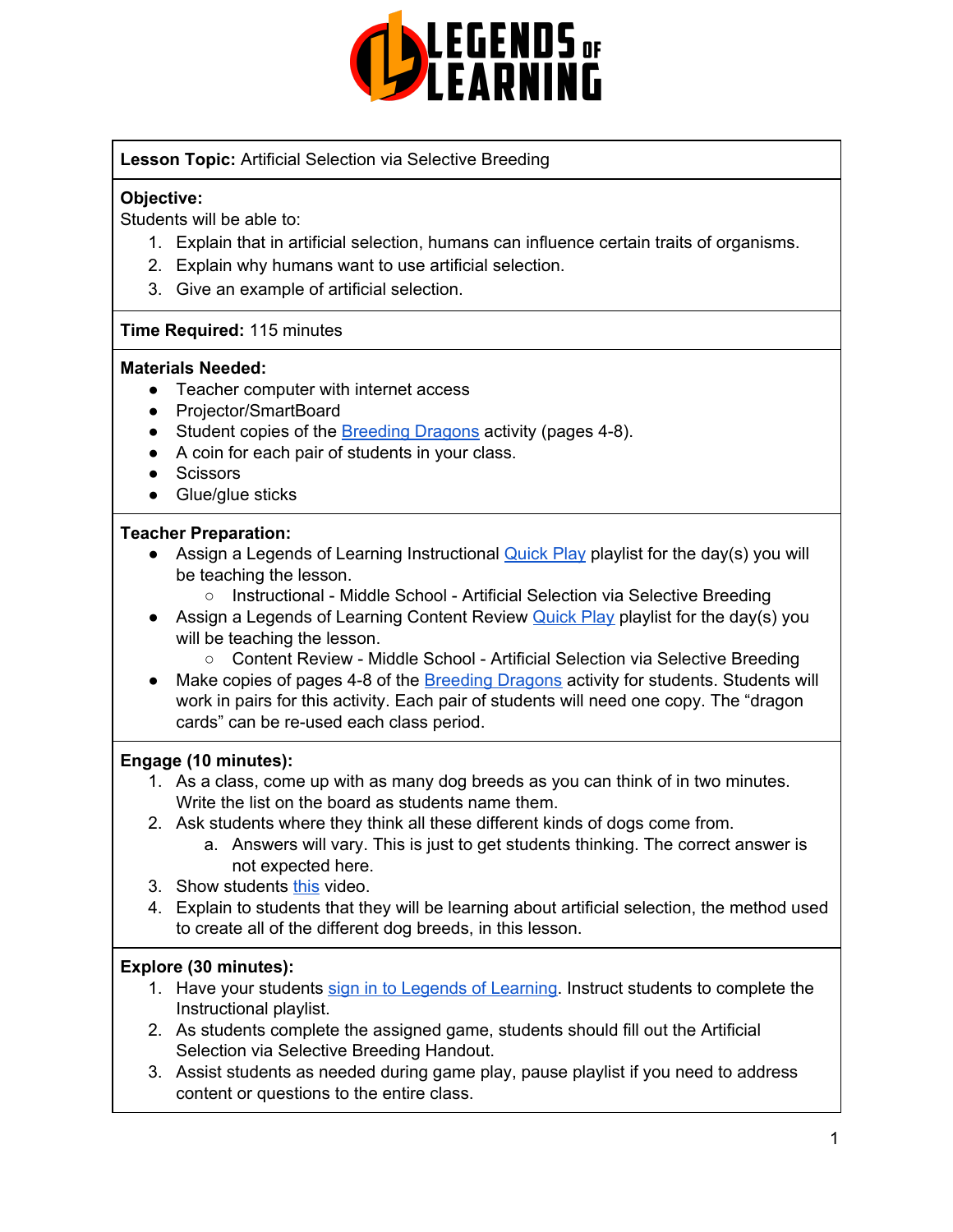**Lesson Topic:** Artificial Selection via Selective Breeding

**Objective:**
Students will be able to:

1. Explain that in artificial selection, humans can influence certain traits of organisms.
2. Explain why humans want to use artificial selection.
3. Give an example of artificial selection.

**Time Required:** 115 minutes

**Materials Needed:**

- Teacher computer with internet access
- Projector/SmartBoard
- Student copies of the Breeding Dragons activity (pages 4-8).
- A coin for each pair of students in your class.
- Scissors
- Glue/glue sticks

**Teacher Preparation:**

- Assign a Legends of Learning Instructional Quick Play playlist for the day(s) you will be teaching the lesson.
    - Instructional - Middle School - Artificial Selection via Selective Breeding
- Assign a Legends of Learning Content Review Quick Play playlist for the day(s) you will be teaching the lesson.
    - Content Review - Middle School - Artificial Selection via Selective Breeding
- Make copies of pages 4-8 of the Breeding Dragons activity for students. Students will work in pairs for this activity. Each pair of students will need one copy. The "dragon cards" can be re-used each class period.

**Engage (10 minutes):**

1. As a class, come up with as many dog breeds as you can think of in two minutes. Write the list on the board as students name them.
2. Ask students where they think all these different kinds of dogs come from.
    a. Answers will vary. This is just to get students thinking. The correct answer is not expected here.
3. Show students this video.
4. Explain to students that they will be learning about artificial selection, the method used to create all of the different dog breeds, in this lesson.

**Explore (30 minutes):**

1. Have your students sign in to Legends of Learning. Instruct students to complete the Instructional playlist.
2. As students complete the assigned game, students should fill out the Artificial Selection via Selective Breeding Handout.
3. Assist students as needed during game play, pause playlist if you need to address content or questions to the entire class.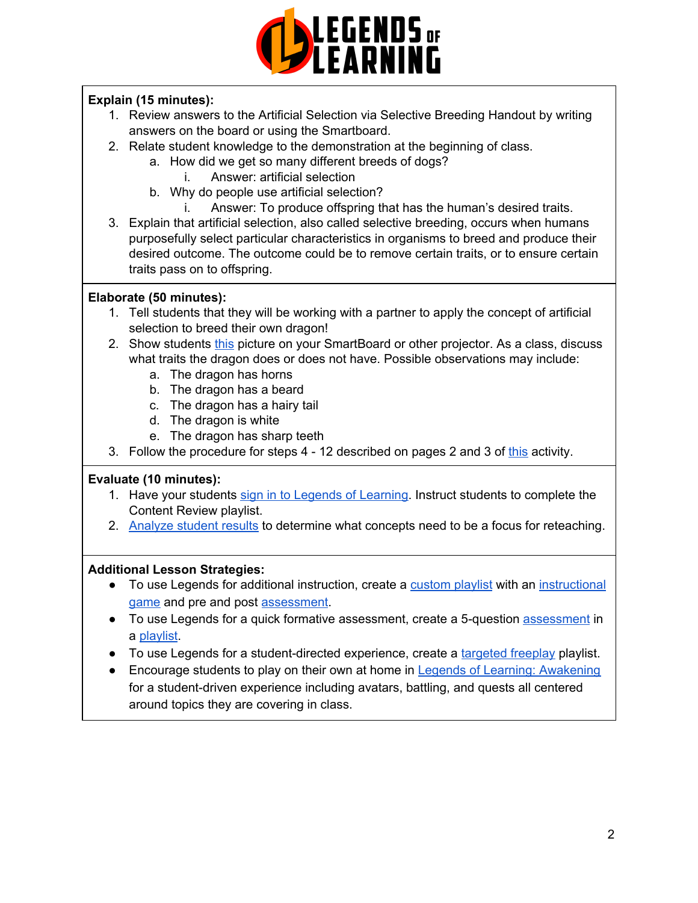**Explain (15 minutes):**

1. Review answers to the Artificial Selection via Selective Breeding Handout by writing answers on the board or using the Smartboard.
2. Relate student knowledge to the demonstration at the beginning of class.
    a. How did we get so many different breeds of dogs?
        i. Answer: artificial selection
    b. Why do people use artificial selection?
        i. Answer: To produce offspring that has the human's desired traits.
3. Explain that artificial selection, also called selective breeding, occurs when humans purposefully select particular characteristics in organisms to breed and produce their desired outcome. The outcome could be to remove certain traits, or to ensure certain traits pass on to offspring.

**Elaborate (50 minutes):**

1. Tell students that they will be working with a partner to apply the concept of artificial selection to breed their own dragon!
2. Show students this picture on your SmartBoard or other projector. As a class, discuss what traits the dragon does or does not have. Possible observations may include:
    a. The dragon has horns
    b. The dragon has a beard
    c. The dragon has a hairy tail
    d. The dragon is white
    e. The dragon has sharp teeth
3. Follow the procedure for steps 4 - 12 described on pages 2 and 3 of this activity.

**Evaluate (10 minutes):**

1. Have your students sign in to Legends of Learning. Instruct students to complete the Content Review playlist.
2. Analyze student results to determine what concepts need to be a focus for reteaching.

**Additional Lesson Strategies:**

- To use Legends for additional instruction, create a custom playlist with an instructional game and pre and post assessment.
- To use Legends for a quick formative assessment, create a 5-question assessment in a playlist.
- To use Legends for a student-directed experience, create a targeted freeplay playlist.
- Encourage students to play on their own at home in Legends of Learning: Awakening for a student-driven experience including avatars, battling, and quests all centered around topics they are covering in class.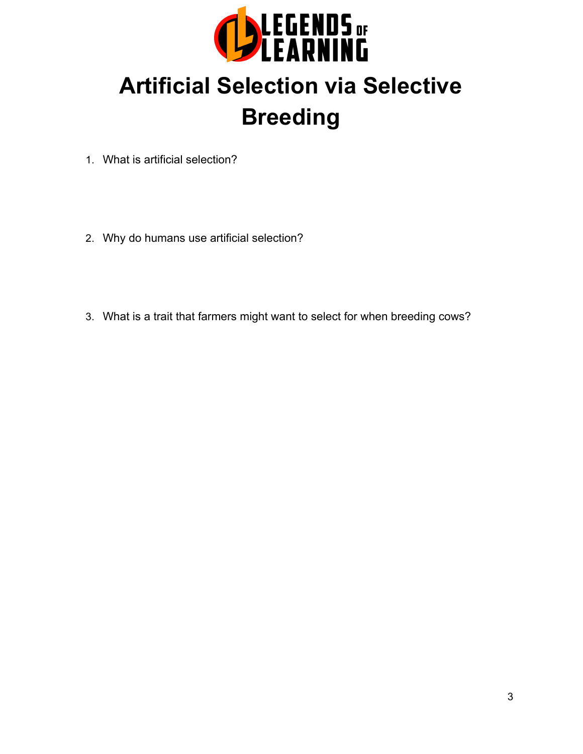# Artificial Selection via Selective Breeding

1. What is artificial selection?

2. Why do humans use artificial selection?

3. What is a trait that farmers might want to select for when breeding cows?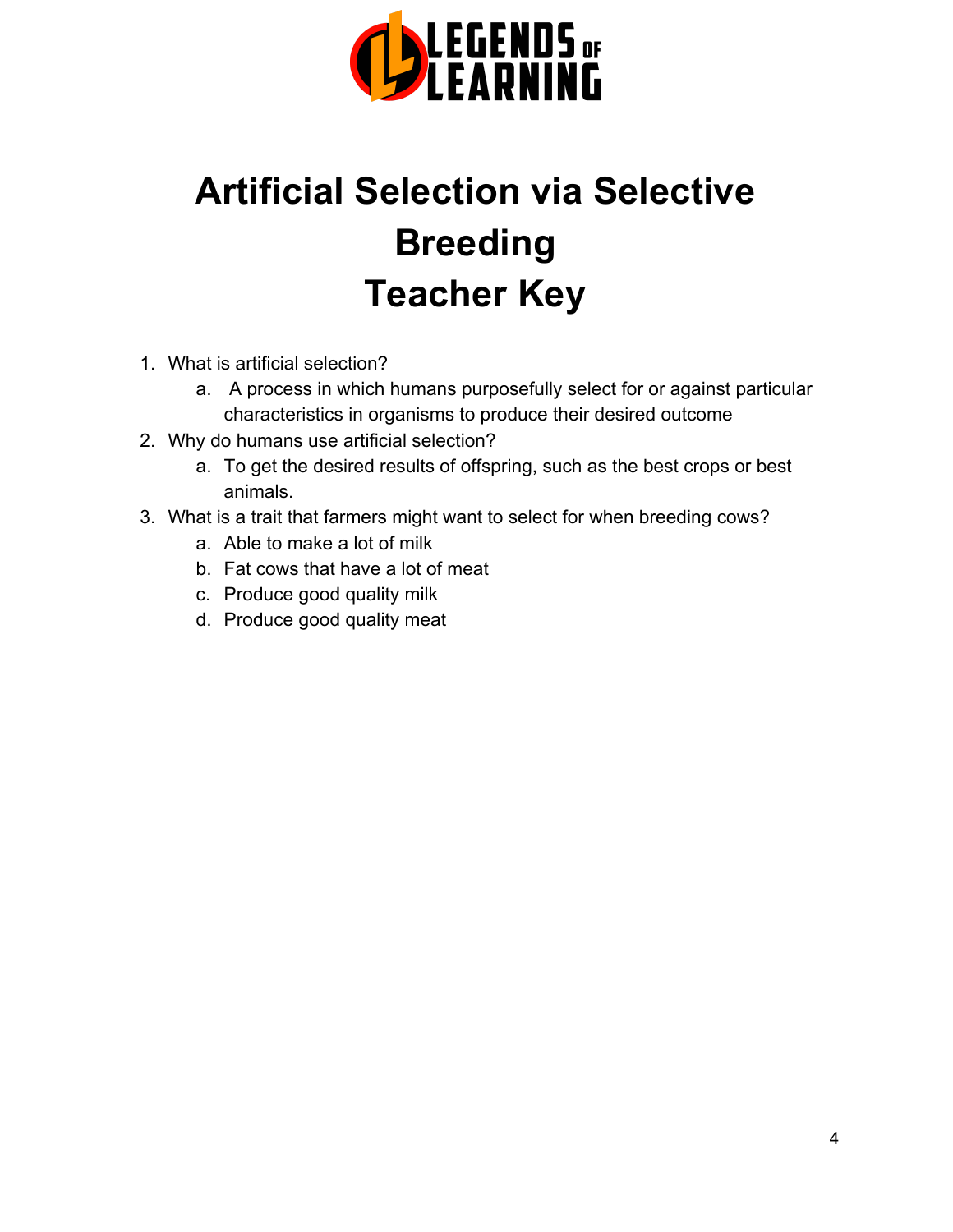# Artificial Selection via Selective Breeding
# Teacher Key

1. What is artificial selection?
   a. A process in which humans purposefully select for or against particular characteristics in organisms to produce their desired outcome
2. Why do humans use artificial selection?
   a. To get the desired results of offspring, such as the best crops or best animals.
3. What is a trait that farmers might want to select for when breeding cows?
   a. Able to make a lot of milk
   b. Fat cows that have a lot of meat
   c. Produce good quality milk
   d. Produce good quality meat